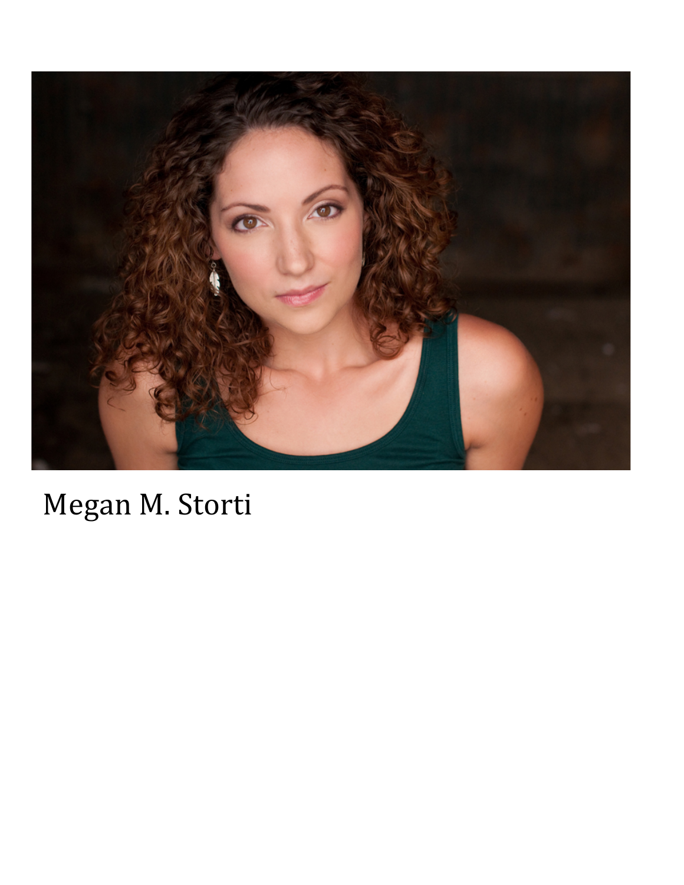Megan M. Storti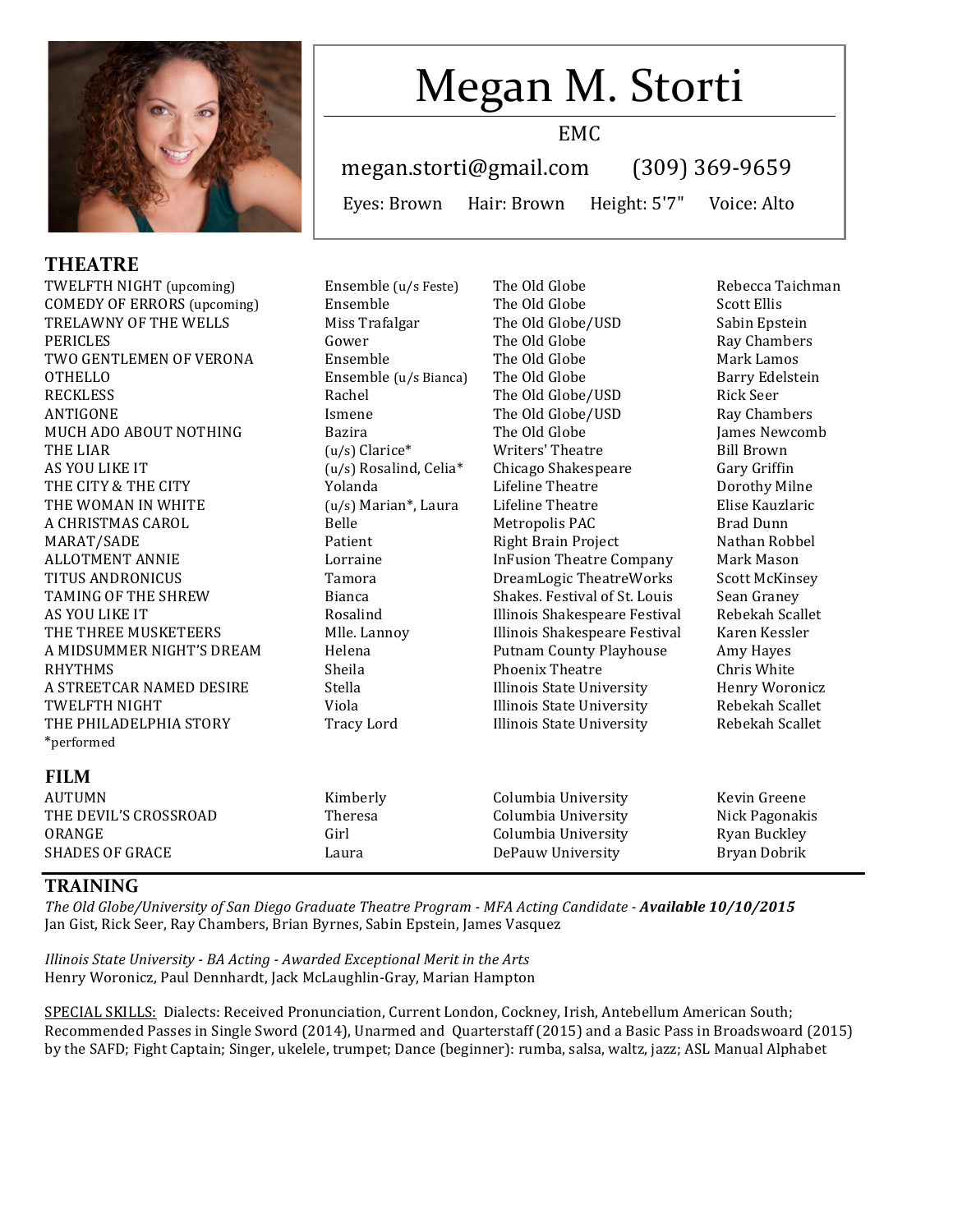# Megan M. Storti

EMC

megan.storti@gmail.com (309) 369-9659

Eyes: Brown Hair: Brown Height: 5'7" Voice: Alto

## THEATRE

| | | | |
|---|---|---|---|
| TWELFTH NIGHT (upcoming) | Ensemble (u/s Feste) | The Old Globe | Rebecca Taichman |
| COMEDY OF ERRORS (upcoming) | Ensemble | The Old Globe | Scott Ellis |
| TRELAWNY OF THE WELLS | Miss Trafalgar | The Old Globe/USD | Sabin Epstein |
| PERICLES | Gower | The Old Globe | Ray Chambers |
| TWO GENTLEMEN OF VERONA | Ensemble | The Old Globe | Mark Lamos |
| OTHELLO | Ensemble (u/s Bianca) | The Old Globe | Barry Edelstein |
| RECKLESS | Rachel | The Old Globe/USD | Rick Seer |
| ANTIGONE | Ismene | The Old Globe/USD | Ray Chambers |
| MUCH ADO ABOUT NOTHING | Bazira | The Old Globe | James Newcomb |
| THE LIAR | (u/s) Clarice* | Writers' Theatre | Bill Brown |
| AS YOU LIKE IT | (u/s) Rosalind, Celia* | Chicago Shakespeare | Gary Griffin |
| THE CITY & THE CITY | Yolanda | Lifeline Theatre | Dorothy Milne |
| THE WOMAN IN WHITE | (u/s) Marian*, Laura | Lifeline Theatre | Elise Kauzlaric |
| A CHRISTMAS CAROL | Belle | Metropolis PAC | Brad Dunn |
| MARAT/SADE | Patient | Right Brain Project | Nathan Robbel |
| ALLOTMENT ANNIE | Lorraine | InFusion Theatre Company | Mark Mason |
| TITUS ANDRONICUS | Tamora | DreamLogic TheatreWorks | Scott McKinsey |
| TAMING OF THE SHREW | Bianca | Shakes. Festival of St. Louis | Sean Graney |
| AS YOU LIKE IT | Rosalind | Illinois Shakespeare Festival | Rebekah Scallet |
| THE THREE MUSKETEERS | Mlle. Lannoy | Illinois Shakespeare Festival | Karen Kessler |
| A MIDSUMMER NIGHT'S DREAM | Helena | Putnam County Playhouse | Amy Hayes |
| RHYTHMS | Sheila | Phoenix Theatre | Chris White |
| A STREETCAR NAMED DESIRE | Stella | Illinois State University | Henry Woronicz |
| TWELFTH NIGHT | Viola | Illinois State University | Rebekah Scallet |
| THE PHILADELPHIA STORY | Tracy Lord | Illinois State University | Rebekah Scallet |

*performed

## FILM

| | | | |
|---|---|---|---|
| AUTUMN | Kimberly | Columbia University | Kevin Greene |
| THE DEVIL'S CROSSROAD | Theresa | Columbia University | Nick Pagonakis |
| ORANGE | Girl | Columbia University | Ryan Buckley |
| SHADES OF GRACE | Laura | DePauw University | Bryan Dobrik |

## TRAINING

*The Old Globe/University of San Diego Graduate Theatre Program - MFA Acting Candidate -* ***Available 10/10/2015***
Jan Gist, Rick Seer, Ray Chambers, Brian Byrnes, Sabin Epstein, James Vasquez

*Illinois State University - BA Acting - Awarded Exceptional Merit in the Arts*
Henry Woronicz, Paul Dennhardt, Jack McLaughlin-Gray, Marian Hampton

SPECIAL SKILLS: Dialects: Received Pronunciation, Current London, Cockney, Irish, Antebellum American South; Recommended Passes in Single Sword (2014), Unarmed and Quarterstaff (2015) and a Basic Pass in Broadsword (2015) by the SAFD; Fight Captain; Singer, ukelele, trumpet; Dance (beginner): rumba, salsa, waltz, jazz; ASL Manual Alphabet